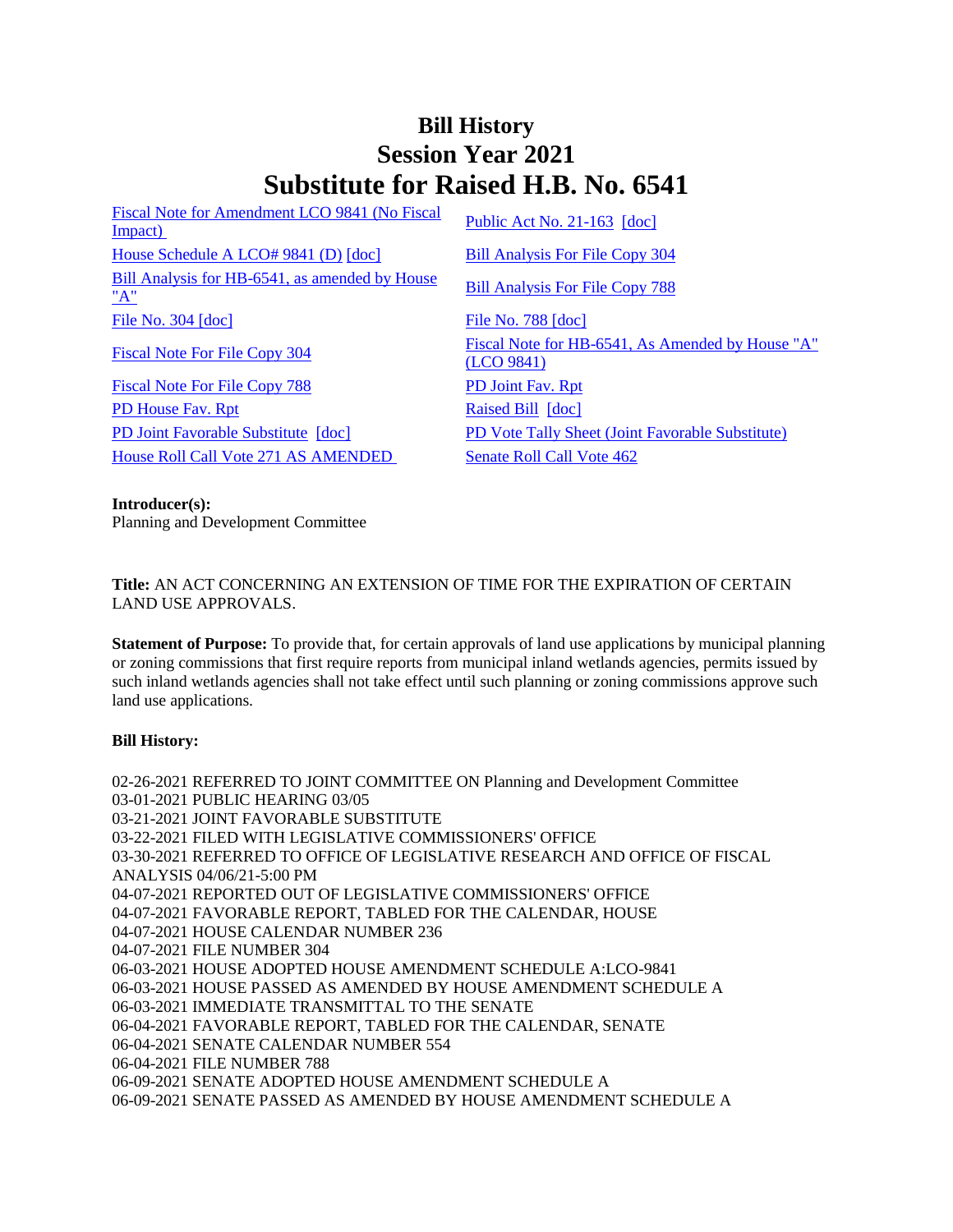# Bill History
# Session Year 2021
# Substitute for Raised H.B. No. 6541

| | |
|---|---|
| Fiscal Note for Amendment LCO 9841 (No Fiscal Impact) | Public Act No. 21-163 [doc] |
| House Schedule A LCO# 9841 (D) [doc] | Bill Analysis For File Copy 304 |
| Bill Analysis for HB-6541, as amended by House "A" | Bill Analysis For File Copy 788 |
| File No. 304 [doc] | File No. 788 [doc] |
| Fiscal Note For File Copy 304 | Fiscal Note for HB-6541, As Amended by House "A" (LCO 9841) |
| Fiscal Note For File Copy 788 | PD Joint Fav. Rpt |
| PD House Fav. Rpt | Raised Bill [doc] |
| PD Joint Favorable Substitute [doc] | PD Vote Tally Sheet (Joint Favorable Substitute) |
| House Roll Call Vote 271 AS AMENDED | Senate Roll Call Vote 462 |

**Introducer(s):**
Planning and Development Committee

**Title:** AN ACT CONCERNING AN EXTENSION OF TIME FOR THE EXPIRATION OF CERTAIN LAND USE APPROVALS.

**Statement of Purpose:** To provide that, for certain approvals of land use applications by municipal planning or zoning commissions that first require reports from municipal inland wetlands agencies, permits issued by such inland wetlands agencies shall not take effect until such planning or zoning commissions approve such land use applications.

**Bill History:**

02-26-2021 REFERRED TO JOINT COMMITTEE ON Planning and Development Committee
03-01-2021 PUBLIC HEARING 03/05
03-21-2021 JOINT FAVORABLE SUBSTITUTE
03-22-2021 FILED WITH LEGISLATIVE COMMISSIONERS' OFFICE
03-30-2021 REFERRED TO OFFICE OF LEGISLATIVE RESEARCH AND OFFICE OF FISCAL ANALYSIS 04/06/21-5:00 PM
04-07-2021 REPORTED OUT OF LEGISLATIVE COMMISSIONERS' OFFICE
04-07-2021 FAVORABLE REPORT, TABLED FOR THE CALENDAR, HOUSE
04-07-2021 HOUSE CALENDAR NUMBER 236
04-07-2021 FILE NUMBER 304
06-03-2021 HOUSE ADOPTED HOUSE AMENDMENT SCHEDULE A:LCO-9841
06-03-2021 HOUSE PASSED AS AMENDED BY HOUSE AMENDMENT SCHEDULE A
06-03-2021 IMMEDIATE TRANSMITTAL TO THE SENATE
06-04-2021 FAVORABLE REPORT, TABLED FOR THE CALENDAR, SENATE
06-04-2021 SENATE CALENDAR NUMBER 554
06-04-2021 FILE NUMBER 788
06-09-2021 SENATE ADOPTED HOUSE AMENDMENT SCHEDULE A
06-09-2021 SENATE PASSED AS AMENDED BY HOUSE AMENDMENT SCHEDULE A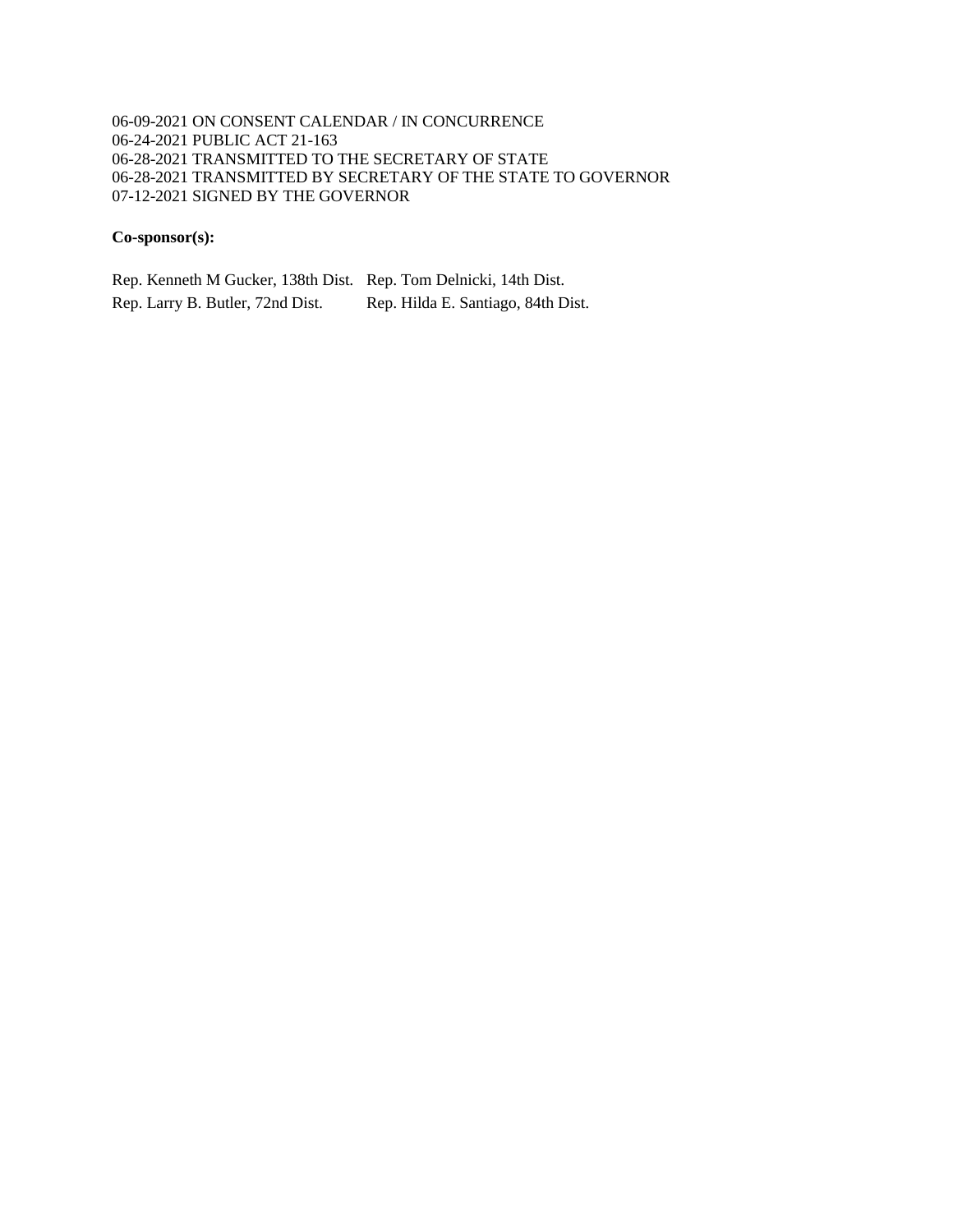06-09-2021 ON CONSENT CALENDAR / IN CONCURRENCE
06-24-2021 PUBLIC ACT 21-163
06-28-2021 TRANSMITTED TO THE SECRETARY OF STATE
06-28-2021 TRANSMITTED BY SECRETARY OF THE STATE TO GOVERNOR
07-12-2021 SIGNED BY THE GOVERNOR

**Co-sponsor(s):**

| | |
|---|---|
| Rep. Kenneth M Gucker, 138th Dist. | Rep. Tom Delnicki, 14th Dist. |
| Rep. Larry B. Butler, 72nd Dist. | Rep. Hilda E. Santiago, 84th Dist. |